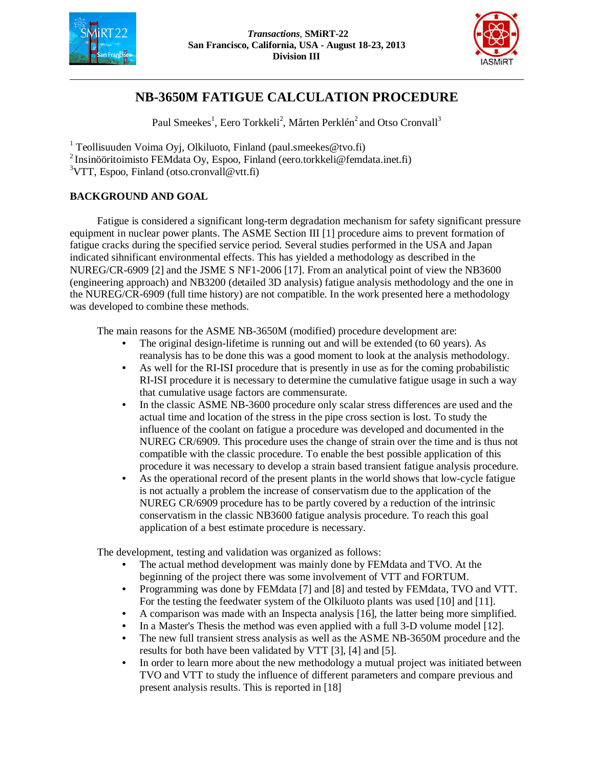# NB-3650M FATIGUE CALCULATION PROCEDURE

Paul Smeekes[1], Eero Torkkeli[2], Mårten Perklén[2] and Otso Cronvall[3]

[1] Teollisuuden Voima Oyj, Olkiluoto, Finland (paul.smeekes@tvo.fi)
[2] Insinööritoimisto FEMdata Oy, Espoo, Finland (eero.torkkeli@femdata.inet.fi)
[3]VTT, Espoo, Finland (otso.cronvall@vtt.fi)

## BACKGROUND AND GOAL

Fatigue is considered a significant long-term degradation mechanism for safety significant pressure equipment in nuclear power plants. The ASME Section III [1] procedure aims to prevent formation of fatigue cracks during the specified service period. Several studies performed in the USA and Japan indicated sihnificant environmental effects. This has yielded a methodology as described in the NUREG/CR-6909 [2] and the JSME S NF1-2006 [17]. From an analytical point of view the NB3600 (engineering approach) and NB3200 (detailed 3D analysis) fatigue analysis methodology and the one in the NUREG/CR-6909 (full time history) are not compatible. In the work presented here a methodology was developed to combine these methods.

The main reasons for the ASME NB-3650M (modified) procedure development are:

- The original design-lifetime is running out and will be extended (to 60 years). As reanalysis has to be done this was a good moment to look at the analysis methodology.
- As well for the RI-ISI procedure that is presently in use as for the coming probabilistic RI-ISI procedure it is necessary to determine the cumulative fatigue usage in such a way that cumulative usage factors are commensurate.
- In the classic ASME NB-3600 procedure only scalar stress differences are used and the actual time and location of the stress in the pipe cross section is lost. To study the influence of the coolant on fatigue a procedure was developed and documented in the NUREG CR/6909. This procedure uses the change of strain over the time and is thus not compatible with the classic procedure. To enable the best possible application of this procedure it was necessary to develop a strain based transient fatigue analysis procedure.
- As the operational record of the present plants in the world shows that low-cycle fatigue is not actually a problem the increase of conservatism due to the application of the NUREG CR/6909 procedure has to be partly covered by a reduction of the intrinsic conservatism in the classic NB3600 fatigue analysis procedure. To reach this goal application of a best estimate procedure is necessary.

The development, testing and validation was organized as follows:

- The actual method development was mainly done by FEMdata and TVO. At the beginning of the project there was some involvement of VTT and FORTUM.
- Programming was done by FEMdata [7] and [8] and tested by FEMdata, TVO and VTT. For the testing the feedwater system of the Olkiluoto plants was used [10] and [11].
- A comparison was made with an Inspecta analysis [16], the latter being more simplified.
- In a Master's Thesis the method was even applied with a full 3-D volume model [12].
- The new full transient stress analysis as well as the ASME NB-3650M procedure and the results for both have been validated by VTT [3], [4] and [5].
- In order to learn more about the new methodology a mutual project was initiated between TVO and VTT to study the influence of different parameters and compare previous and present analysis results. This is reported in [18]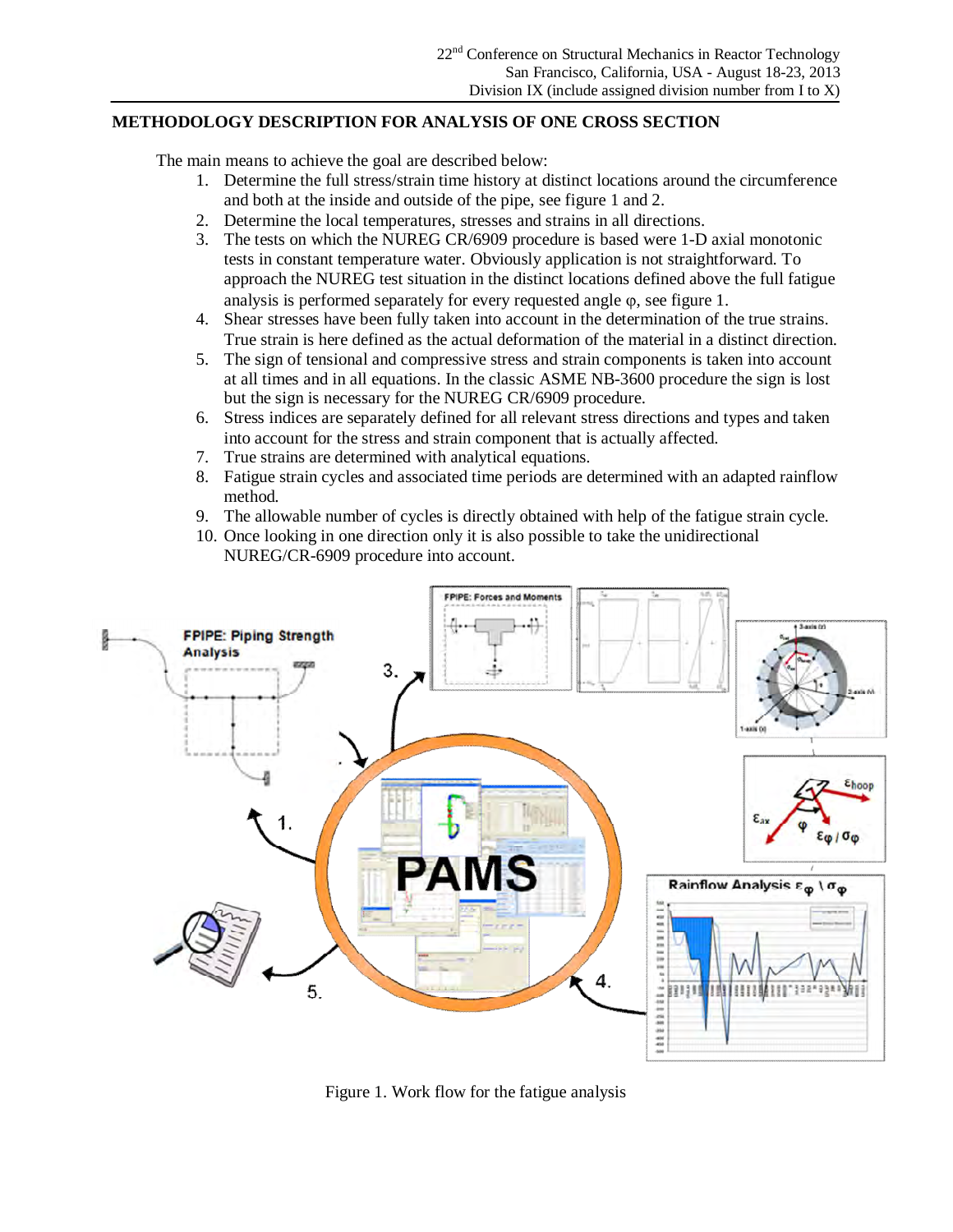## METHODOLOGY DESCRIPTION FOR ANALYSIS OF ONE CROSS SECTION

The main means to achieve the goal are described below:

1. Determine the full stress/strain time history at distinct locations around the circumference and both at the inside and outside of the pipe, see figure 1 and 2.
2. Determine the local temperatures, stresses and strains in all directions.
3. The tests on which the NUREG CR/6909 procedure is based were 1-D axial monotonic tests in constant temperature water. Obviously application is not straightforward. To approach the NUREG test situation in the distinct locations defined above the full fatigue analysis is performed separately for every requested angle φ, see figure 1.
4. Shear stresses have been fully taken into account in the determination of the true strains. True strain is here defined as the actual deformation of the material in a distinct direction.
5. The sign of tensional and compressive stress and strain components is taken into account at all times and in all equations. In the classic ASME NB-3600 procedure the sign is lost but the sign is necessary for the NUREG CR/6909 procedure.
6. Stress indices are separately defined for all relevant stress directions and types and taken into account for the stress and strain component that is actually affected.
7. True strains are determined with analytical equations.
8. Fatigue strain cycles and associated time periods are determined with an adapted rainflow method.
9. The allowable number of cycles is directly obtained with help of the fatigue strain cycle.
10. Once looking in one direction only it is also possible to take the unidirectional NUREG/CR-6909 procedure into account.

Figure 1. Work flow for the fatigue analysis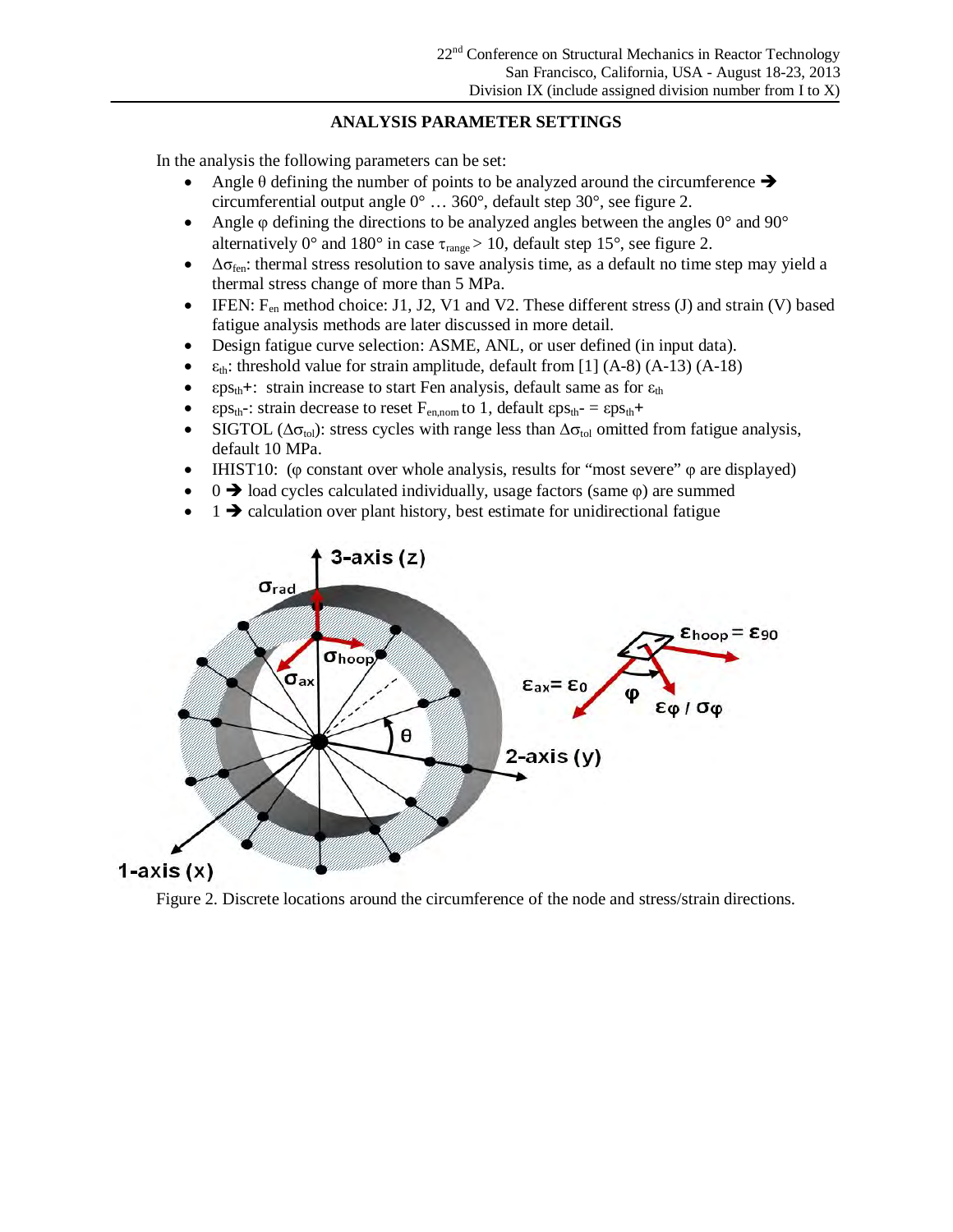## ANALYSIS PARAMETER SETTINGS

In the analysis the following parameters can be set:

- Angle θ defining the number of points to be analyzed around the circumference ➔ circumferential output angle 0° … 360°, default step 30°, see figure 2.
- Angle φ defining the directions to be analyzed angles between the angles 0° and 90° alternatively 0° and 180° in case $\tau_{range} > 10$, default step 15°, see figure 2.
- $\Delta\sigma_{fen}$: thermal stress resolution to save analysis time, as a default no time step may yield a thermal stress change of more than 5 MPa.
- IFEN: $F_{en}$ method choice: J1, J2, V1 and V2. These different stress (J) and strain (V) based fatigue analysis methods are later discussed in more detail.
- Design fatigue curve selection: ASME, ANL, or user defined (in input data).
- $\varepsilon_{th}$: threshold value for strain amplitude, default from [1] (A-8) (A-13) (A-18)
- $\varepsilon ps_{th}$+: strain increase to start Fen analysis, default same as for $\varepsilon_{th}$
- $\varepsilon ps_{th}$-: strain decrease to reset $F_{en,nom}$ to 1, default $\varepsilon ps_{th}$- = $\varepsilon ps_{th}$+
- SIGTOL ($\Delta\sigma_{tol}$): stress cycles with range less than $\Delta\sigma_{tol}$ omitted from fatigue analysis, default 10 MPa.
- IHIST10: (φ constant over whole analysis, results for "most severe" φ are displayed)
- 0 ➔ load cycles calculated individually, usage factors (same φ) are summed
- 1 ➔ calculation over plant history, best estimate for unidirectional fatigue

Figure 2. Discrete locations around the circumference of the node and stress/strain directions.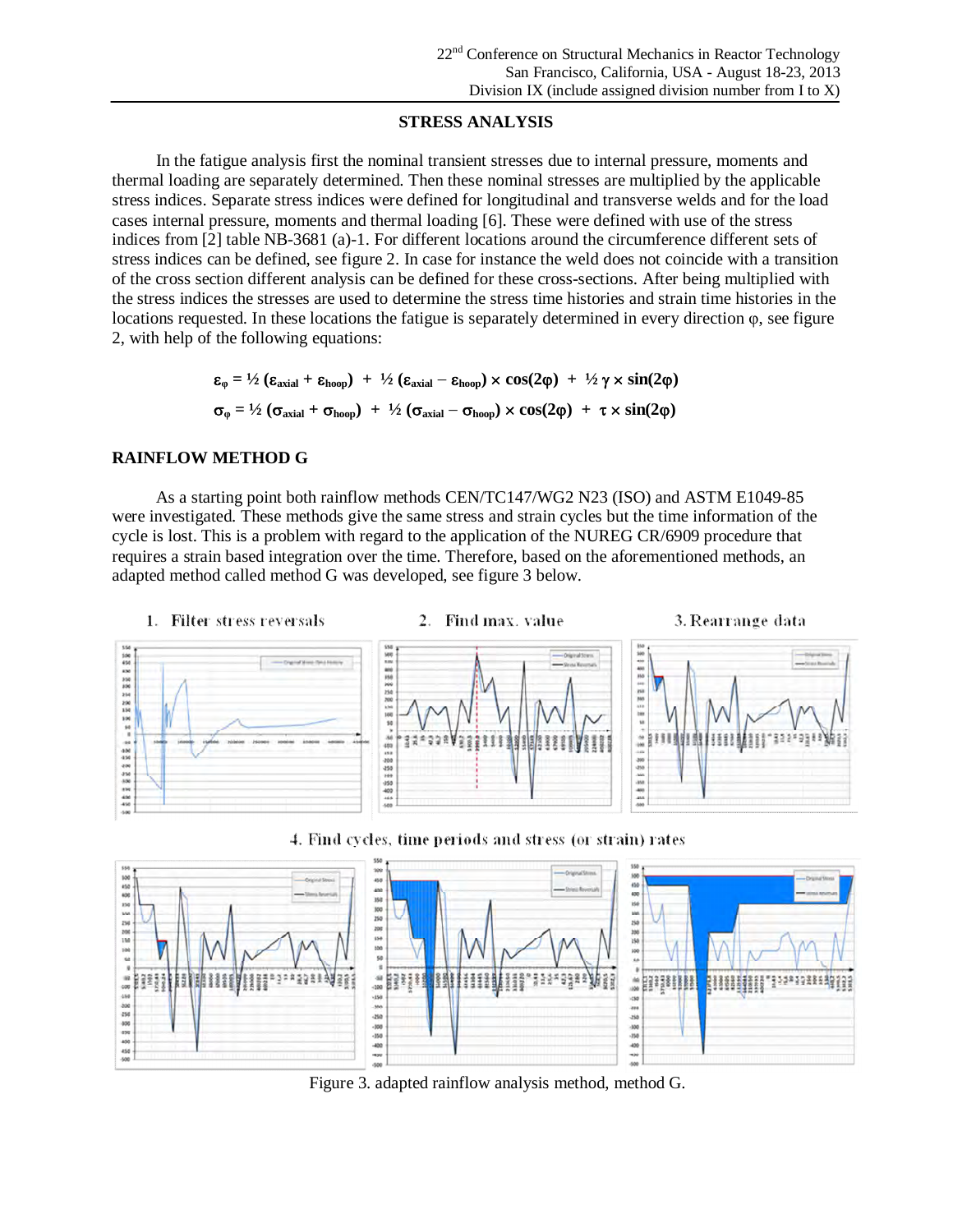## STRESS ANALYSIS

In the fatigue analysis first the nominal transient stresses due to internal pressure, moments and thermal loading are separately determined. Then these nominal stresses are multiplied by the applicable stress indices. Separate stress indices were defined for longitudinal and transverse welds and for the load cases internal pressure, moments and thermal loading [6]. These were defined with use of the stress indices from [2] table NB-3681 (a)-1. For different locations around the circumference different sets of stress indices can be defined, see figure 2. In case for instance the weld does not coincide with a transition of the cross section different analysis can be defined for these cross-sections. After being multiplied with the stress indices the stresses are used to determine the stress time histories and strain time histories in the locations requested. In these locations the fatigue is separately determined in every direction φ, see figure 2, with help of the following equations:

$$\varepsilon_\varphi = \tfrac{1}{2}\,(\varepsilon_{axial} + \varepsilon_{hoop}) \;+\; \tfrac{1}{2}\,(\varepsilon_{axial} - \varepsilon_{hoop}) \times \cos(2\varphi) \;+\; \tfrac{1}{2}\,\gamma \times \sin(2\varphi)$$

$$\sigma_\varphi = \tfrac{1}{2}\,(\sigma_{axial} + \sigma_{hoop}) \;+\; \tfrac{1}{2}\,(\sigma_{axial} - \sigma_{hoop}) \times \cos(2\varphi) \;+\; \tau \times \sin(2\varphi)$$

## RAINFLOW METHOD G

As a starting point both rainflow methods CEN/TC147/WG2 N23 (ISO) and ASTM E1049-85 were investigated. These methods give the same stress and strain cycles but the time information of the cycle is lost. This is a problem with regard to the application of the NUREG CR/6909 procedure that requires a strain based integration over the time. Therefore, based on the aforementioned methods, an adapted method called method G was developed, see figure 3 below.

1. Filter stress reversals
2. Find max. value
3. Rearrange data
4. Find cycles, time periods and stress (or strain) rates

Figure 3. adapted rainflow analysis method, method G.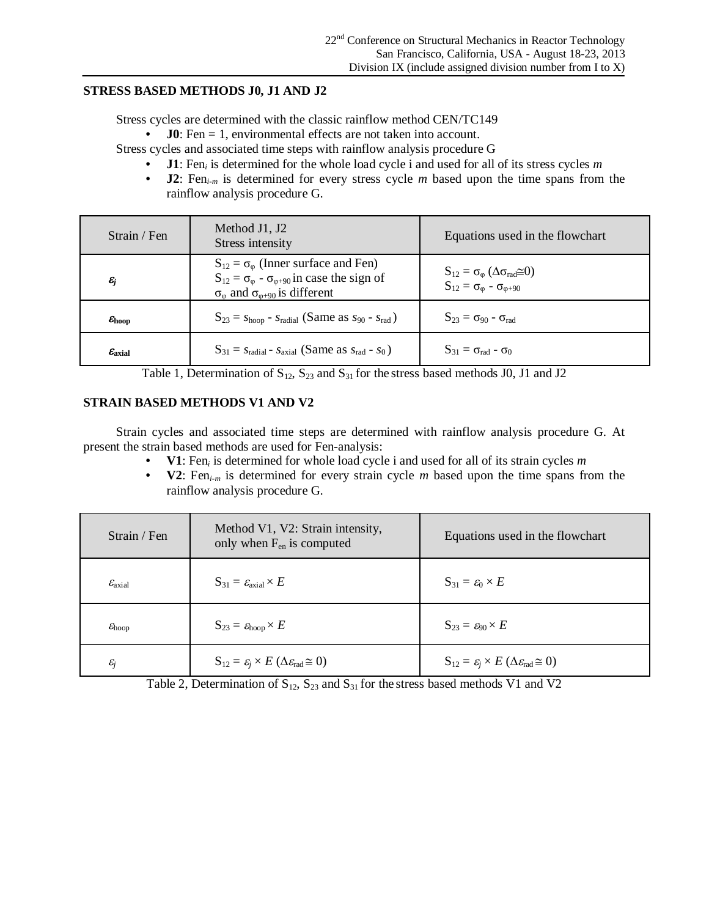## STRESS BASED METHODS J0, J1 AND J2

Stress cycles are determined with the classic rainflow method CEN/TC149

- **J0**: Fen = 1, environmental effects are not taken into account.

Stress cycles and associated time steps with rainflow analysis procedure G

- **J1**: $Fen_i$ is determined for the whole load cycle i and used for all of its stress cycles *m*
- **J2**: $Fen_{i\text{-}m}$ is determined for every stress cycle *m* based upon the time spans from the rainflow analysis procedure G.

| Strain / Fen | Method J1, J2<br>Stress intensity | Equations used in the flowchart |
|---|---|---|
| $\varepsilon_j$ | $S_{12} = \sigma_\varphi$ (Inner surface and Fen)<br>$S_{12} = \sigma_\varphi - \sigma_{\varphi+90}$ in case the sign of $\sigma_\varphi$ and $\sigma_{\varphi+90}$ is different | $S_{12} = \sigma_\varphi$ ($\Delta\sigma_{rad} \cong 0$)<br>$S_{12} = \sigma_\varphi - \sigma_{\varphi+90}$ |
| $\varepsilon_{hoop}$ | $S_{23} = s_{hoop} - s_{radial}$ (Same as $s_{90} - s_{rad}$) | $S_{23} = \sigma_{90} - \sigma_{rad}$ |
| $\varepsilon_{axial}$ | $S_{31} = s_{radial} - s_{axial}$ (Same as $s_{rad} - s_0$) | $S_{31} = \sigma_{rad} - \sigma_0$ |

Table 1, Determination of $S_{12}$, $S_{23}$ and $S_{31}$ for the stress based methods J0, J1 and J2

## STRAIN BASED METHODS V1 AND V2

Strain cycles and associated time steps are determined with rainflow analysis procedure G. At present the strain based methods are used for Fen-analysis:

- **V1**: $Fen_i$ is determined for whole load cycle i and used for all of its strain cycles *m*
- **V2**: $Fen_{i\text{-}m}$ is determined for every strain cycle *m* based upon the time spans from the rainflow analysis procedure G.

| Strain / Fen | Method V1, V2: Strain intensity, only when $F_{en}$ is computed | Equations used in the flowchart |
|---|---|---|
| $\varepsilon_{axial}$ | $S_{31} = \varepsilon_{axial} \times E$ | $S_{31} = \varepsilon_0 \times E$ |
| $\varepsilon_{hoop}$ | $S_{23} = \varepsilon_{hoop} \times E$ | $S_{23} = \varepsilon_{90} \times E$ |
| $\varepsilon_j$ | $S_{12} = \varepsilon_j \times E$ ($\Delta\varepsilon_{rad} \cong 0$) | $S_{12} = \varepsilon_j \times E$ ($\Delta\varepsilon_{rad} \cong 0$) |

Table 2, Determination of $S_{12}$, $S_{23}$ and $S_{31}$ for the stress based methods V1 and V2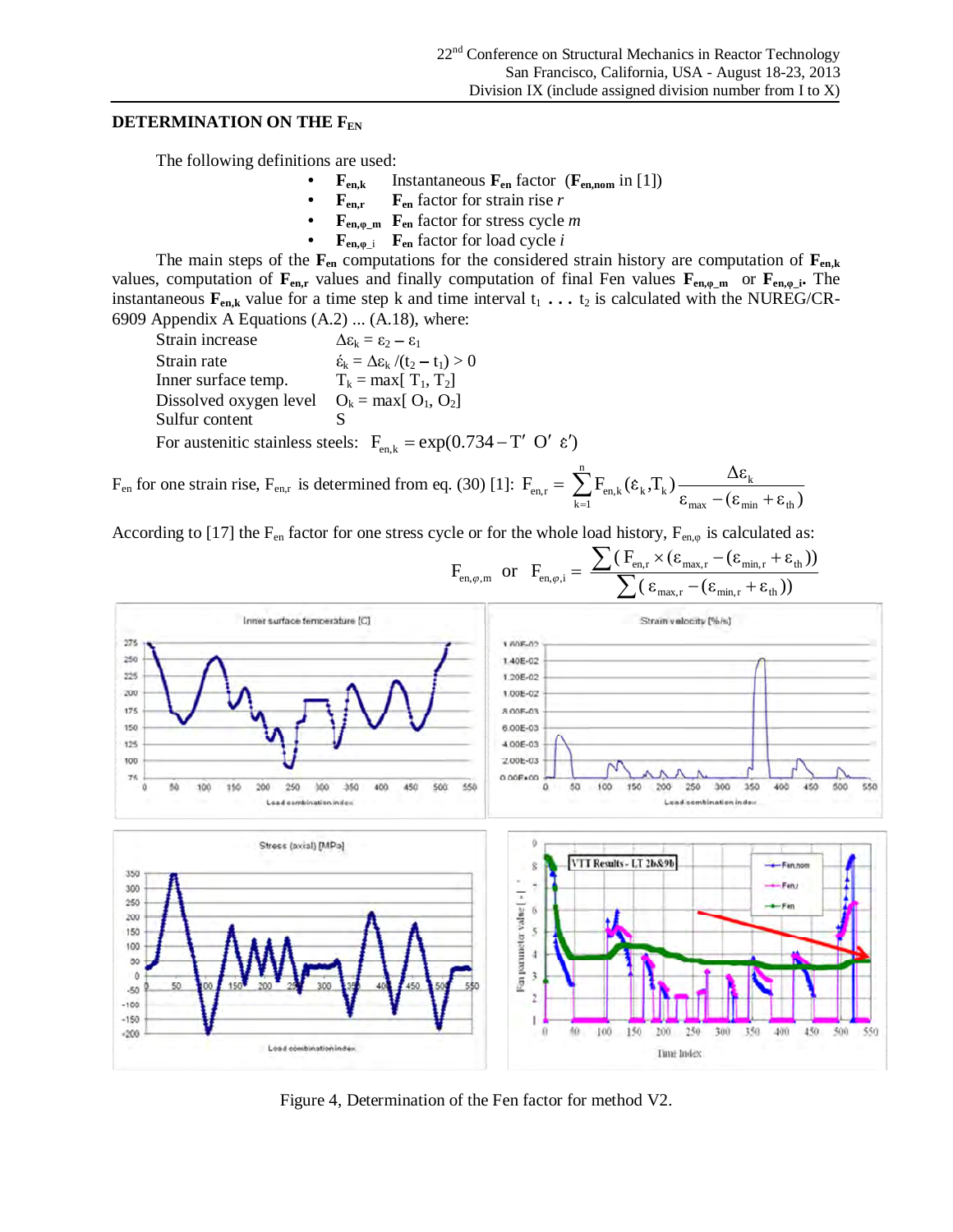### DETERMINATION ON THE $F_{EN}$

The following definitions are used:

- $\mathbf{F_{en,k}}$ Instantaneous $\mathbf{F_{en}}$ factor ($\mathbf{F_{en,nom}}$ in [1])
- $\mathbf{F_{en,r}}$ $\mathbf{F_{en}}$ factor for strain rise *r*
- $\mathbf{F_{en,\varphi\_m}}$ $\mathbf{F_{en}}$ factor for stress cycle *m*
- $\mathbf{F_{en,\varphi\_i}}$ $\mathbf{F_{en}}$ factor for load cycle *i*

The main steps of the $\mathbf{F_{en}}$ computations for the considered strain history are computation of $\mathbf{F_{en,k}}$ values, computation of $\mathbf{F_{en,r}}$ values and finally computation of final Fen values $\mathbf{F_{en,\varphi\_m}}$ or $\mathbf{F_{en,\varphi\_i}}$. The instantaneous $\mathbf{F_{en,k}}$ value for a time step k and time interval $t_1 \ldots t_2$ is calculated with the NUREG/CR-6909 Appendix A Equations (A.2) ... (A.18), where:

Strain increase $\Delta\varepsilon_k = \varepsilon_2 - \varepsilon_1$
Strain rate $\acute{\varepsilon}_k = \Delta\varepsilon_k / (t_2 - t_1) > 0$
Inner surface temp. $T_k = \max[\, T_1, T_2]$
Dissolved oxygen level $O_k = \max[\, O_1, O_2]$
Sulfur content S

For austenitic stainless steels: $F_{en,k} = \exp(0.734 - T' \; O' \; \varepsilon')$

$F_{en}$ for one strain rise, $F_{en,r}$ is determined from eq. (30) [1]: $F_{en,r} = \sum_{k=1}^{n} F_{en,k}(\varepsilon_k, T_k) \dfrac{\Delta\varepsilon_k}{\varepsilon_{max} - (\varepsilon_{min} + \varepsilon_{th})}$

According to [17] the $F_{en}$ factor for one stress cycle or for the whole load history, $F_{en,\varphi}$ is calculated as:

$$F_{en,\varphi,m} \;\text{ or }\; F_{en,\varphi,i} = \frac{\sum (F_{en,r} \times (\varepsilon_{max,r} - (\varepsilon_{min,r} + \varepsilon_{th}))}{\sum (\varepsilon_{max,r} - (\varepsilon_{min,r} + \varepsilon_{th}))}$$

Figure 4, Determination of the Fen factor for method V2.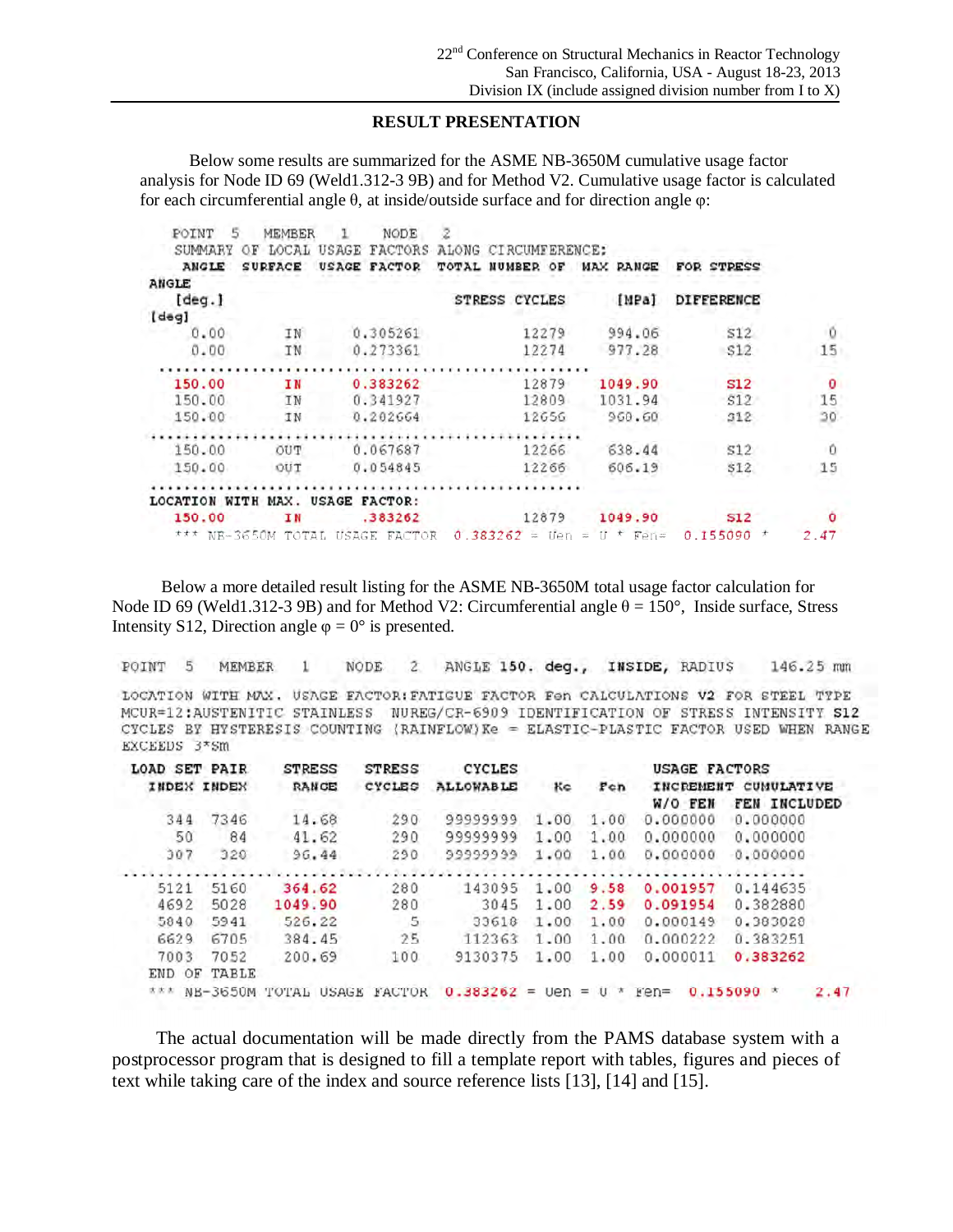## RESULT PRESENTATION

Below some results are summarized for the ASME NB-3650M cumulative usage factor analysis for Node ID 69 (Weld1.312-3 9B) and for Method V2. Cumulative usage factor is calculated for each circumferential angle θ, at inside/outside surface and for direction angle φ:

```
 POINT  5   MEMBER   1     NODE   2
 SUMMARY OF LOCAL USAGE FACTORS ALONG CIRCUMFERENCE:
  ANGLE   SURFACE   USAGE FACTOR  TOTAL NUMBER OF  MAX RANGE  FOR STRESS
ANGLE
  [deg.]                              STRESS CYCLES    [MPa]   DIFFERENCE
[deg]
    0.00       IN       0.305261          12279      994.06       S12        0
    0.00       IN       0.273361          12274      977.28       S12       15
.....................................................................
  150.00       IN       0.383262          12879     1049.90       S12        0
  150.00       IN       0.341927          12809     1031.94       S12       15
  150.00       IN       0.202664          12656      960.60       S12       30
.....................................................................
  150.00      OUT       0.067687          12266      638.44       S12        0
  150.00      OUT       0.054845          12266      606.19       S12       15
.....................................................................
LOCATION WITH MAX. USAGE FACTOR:
  150.00       IN        .383262          12879     1049.90       S12        0
  *** NB-3650M TOTAL USAGE FACTOR  0.383262 = Uen = U * Fen=  0.155090 *   2.47
```

Below a more detailed result listing for the ASME NB-3650M total usage factor calculation for Node ID 69 (Weld1.312-3 9B) and for Method V2: Circumferential angle θ = 150°, Inside surface, Stress Intensity S12, Direction angle φ = 0° is presented.

```
POINT  5   MEMBER   1    NODE   2   ANGLE 150. deg.,  INSIDE, RADIUS    146.25 mm

LOCATION WITH MAX. USAGE FACTOR:FATIGUE FACTOR Fen CALCULATIONS V2 FOR STEEL TYPE
MCUR=12:AUSTENITIC STAINLESS  NUREG/CR-6909 IDENTIFICATION OF STRESS INTENSITY S12
CYCLES BY HYSTERESIS COUNTING (RAINFLOW)Ke = ELASTIC-PLASTIC FACTOR USED WHEN RANGE
EXCEEDS 3*Sm
 LOAD SET PAIR    STRESS    STRESS    CYCLES                  USAGE FACTORS
  INDEX INDEX      RANGE    CYCLES   ALLOWABLE    Ke    Fen   INCREMENT CUMULATIVE
                                                               W/O FEN  FEN INCLUDED
    344  7346      14.68       290   99999999   1.00   1.00  0.000000   0.000000
     50    84      41.62       290   99999999   1.00   1.00  0.000000   0.000000
    307   320      96.44       290   99999999   1.00   1.00  0.000000   0.000000
....................................................................................
   5121  5160     364.62       280     143095   1.00   9.58  0.001957   0.144635
   4692  5028    1049.90       280       3045   1.00   2.59  0.091954   0.382880
   5840  5941     526.22         5      33618   1.00   1.00  0.000149   0.383028
   6629  6705     384.45        25     112363   1.00   1.00  0.000222   0.383251
   7003  7052     200.69       100    9130375   1.00   1.00  0.000011   0.383262
 END OF TABLE
 *** NB-3650M TOTAL USAGE FACTOR  0.383262 = Uen = U * Fen=  0.155090 *    2.47
```

The actual documentation will be made directly from the PAMS database system with a postprocessor program that is designed to fill a template report with tables, figures and pieces of text while taking care of the index and source reference lists [13], [14] and [15].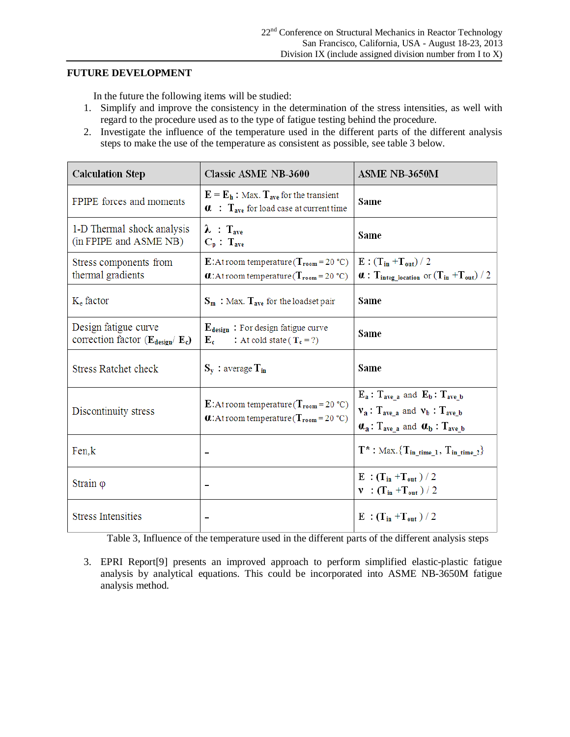## FUTURE DEVELOPMENT

In the future the following items will be studied:

1. Simplify and improve the consistency in the determination of the stress intensities, as well with regard to the procedure used as to the type of fatigue testing behind the procedure.
2. Investigate the influence of the temperature used in the different parts of the different analysis steps to make the use of the temperature as consistent as possible, see table 3 below.

| Calculation Step | Classic ASME NB-3600 | ASME NB-3650M |
|---|---|---|
| FPIPE forces and moments | $E = E_h$ : Max. $T_{ave}$ for the transient<br>$\alpha$ : $T_{ave}$ for load case at current time | Same |
| 1-D Thermal shock analysis (in FPIPE and ASME NB) | $\lambda$ : $T_{ave}$<br>$C_p$ : $T_{ave}$ | Same |
| Stress components from thermal gradients | $E$: At room temperature ($T_{room}$ = 20 °C)<br>$\alpha$: At room temperature ($T_{room}$ = 20 °C) | $E$ : $(T_{in} + T_{out}) / 2$<br>$\alpha$ : $T_{integ\_location}$ or $(T_{in} + T_{out}) / 2$ |
| $K_e$ factor | $S_m$ : Max. $T_{ave}$ for the loadset pair | Same |
| Design fatigue curve correction factor ($E_{design}$/ $E_c$) | $E_{design}$ : For design fatigue curve<br>$E_c$ : At cold state ( $T_c$ = ?) | Same |
| Stress Ratchet check | $S_y$ : average $T_{in}$ | Same |
| Discontinuity stress | $E$: At room temperature ($T_{room}$ = 20 °C)<br>$\alpha$: At room temperature ($T_{room}$ = 20 °C) | $E_a$ : $T_{ave\_a}$ and $E_b$ : $T_{ave\_b}$<br>$\nu_a$ : $T_{ave\_a}$ and $\nu_b$ : $T_{ave\_b}$<br>$\alpha_a$ : $T_{ave\_a}$ and $\alpha_b$ : $T_{ave\_b}$ |
| Fen,k | – | $T^*$ : Max.$\{T_{in\_time\_1}, T_{in\_time\_2}\}$ |
| Strain φ | – | $E$ : $(T_{in} + T_{out}) / 2$<br>$\nu$ : $(T_{in} + T_{out}) / 2$ |
| Stress Intensities | – | $E$ : $(T_{in} + T_{out}) / 2$ |

Table 3, Influence of the temperature used in the different parts of the different analysis steps

3. EPRI Report[9] presents an improved approach to perform simplified elastic-plastic fatigue analysis by analytical equations. This could be incorporated into ASME NB-3650M fatigue analysis method.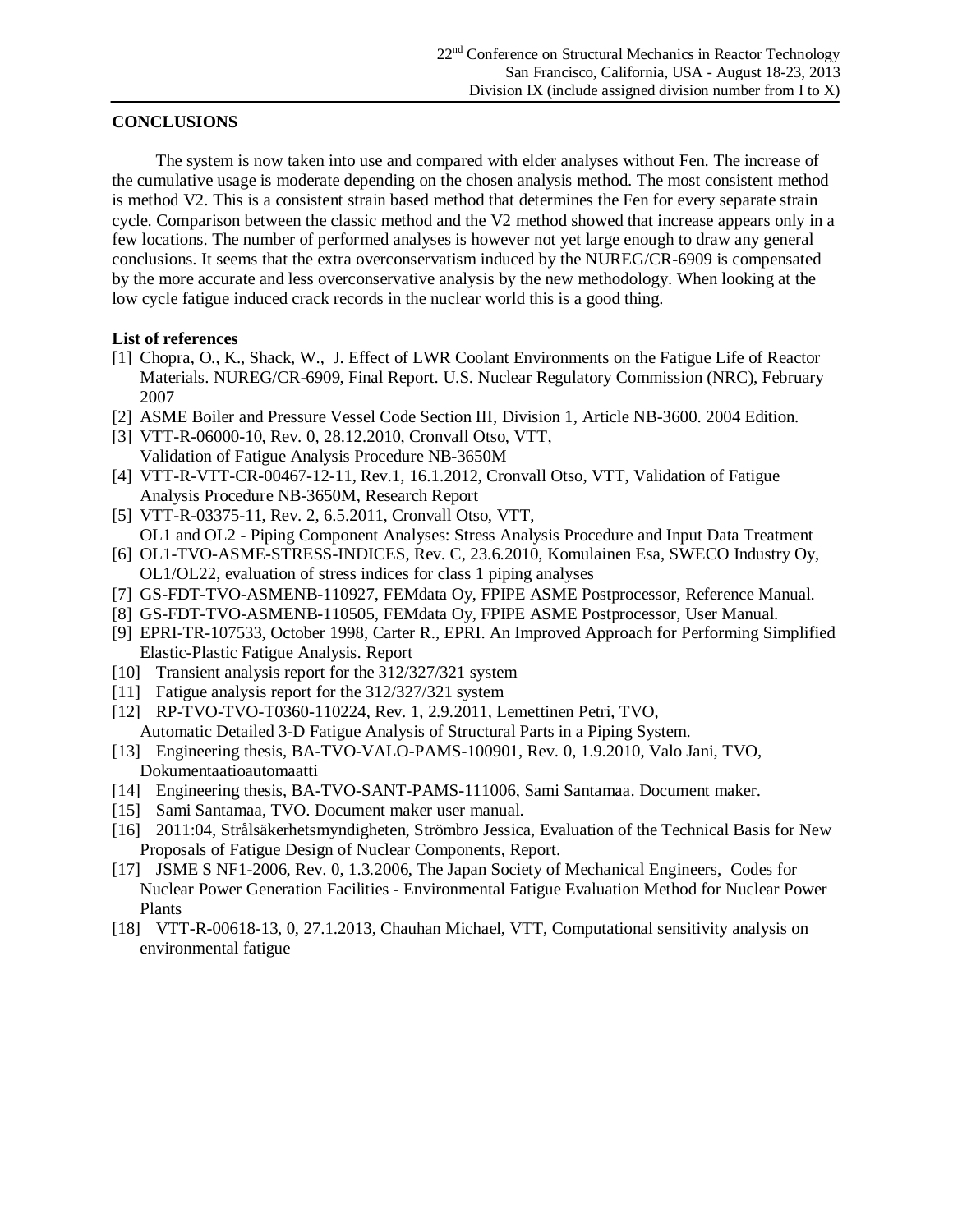## CONCLUSIONS

The system is now taken into use and compared with elder analyses without Fen. The increase of the cumulative usage is moderate depending on the chosen analysis method. The most consistent method is method V2. This is a consistent strain based method that determines the Fen for every separate strain cycle. Comparison between the classic method and the V2 method showed that increase appears only in a few locations. The number of performed analyses is however not yet large enough to draw any general conclusions. It seems that the extra overconservatism induced by the NUREG/CR-6909 is compensated by the more accurate and less overconservative analysis by the new methodology. When looking at the low cycle fatigue induced crack records in the nuclear world this is a good thing.

### List of references

[1] Chopra, O., K., Shack, W., J. Effect of LWR Coolant Environments on the Fatigue Life of Reactor Materials. NUREG/CR-6909, Final Report. U.S. Nuclear Regulatory Commission (NRC), February 2007

[2] ASME Boiler and Pressure Vessel Code Section III, Division 1, Article NB-3600. 2004 Edition.

[3] VTT-R-06000-10, Rev. 0, 28.12.2010, Cronvall Otso, VTT, Validation of Fatigue Analysis Procedure NB-3650M

[4] VTT-R-VTT-CR-00467-12-11, Rev.1, 16.1.2012, Cronvall Otso, VTT, Validation of Fatigue Analysis Procedure NB-3650M, Research Report

[5] VTT-R-03375-11, Rev. 2, 6.5.2011, Cronvall Otso, VTT, OL1 and OL2 - Piping Component Analyses: Stress Analysis Procedure and Input Data Treatment

[6] OL1-TVO-ASME-STRESS-INDICES, Rev. C, 23.6.2010, Komulainen Esa, SWECO Industry Oy, OL1/OL22, evaluation of stress indices for class 1 piping analyses

[7] GS-FDT-TVO-ASMENB-110927, FEMdata Oy, FPIPE ASME Postprocessor, Reference Manual.

[8] GS-FDT-TVO-ASMENB-110505, FEMdata Oy, FPIPE ASME Postprocessor, User Manual.

[9] EPRI-TR-107533, October 1998, Carter R., EPRI. An Improved Approach for Performing Simplified Elastic-Plastic Fatigue Analysis. Report

[10] Transient analysis report for the 312/327/321 system

[11] Fatigue analysis report for the 312/327/321 system

[12] RP-TVO-TVO-T0360-110224, Rev. 1, 2.9.2011, Lemettinen Petri, TVO, Automatic Detailed 3-D Fatigue Analysis of Structural Parts in a Piping System.

[13] Engineering thesis, BA-TVO-VALO-PAMS-100901, Rev. 0, 1.9.2010, Valo Jani, TVO, Dokumentaatioautomaatti

[14] Engineering thesis, BA-TVO-SANT-PAMS-111006, Sami Santamaa. Document maker.

[15] Sami Santamaa, TVO. Document maker user manual.

[16] 2011:04, Strålsäkerhetsmyndigheten, Strömbro Jessica, Evaluation of the Technical Basis for New Proposals of Fatigue Design of Nuclear Components, Report.

[17] JSME S NF1-2006, Rev. 0, 1.3.2006, The Japan Society of Mechanical Engineers, Codes for Nuclear Power Generation Facilities - Environmental Fatigue Evaluation Method for Nuclear Power Plants

[18] VTT-R-00618-13, 0, 27.1.2013, Chauhan Michael, VTT, Computational sensitivity analysis on environmental fatigue